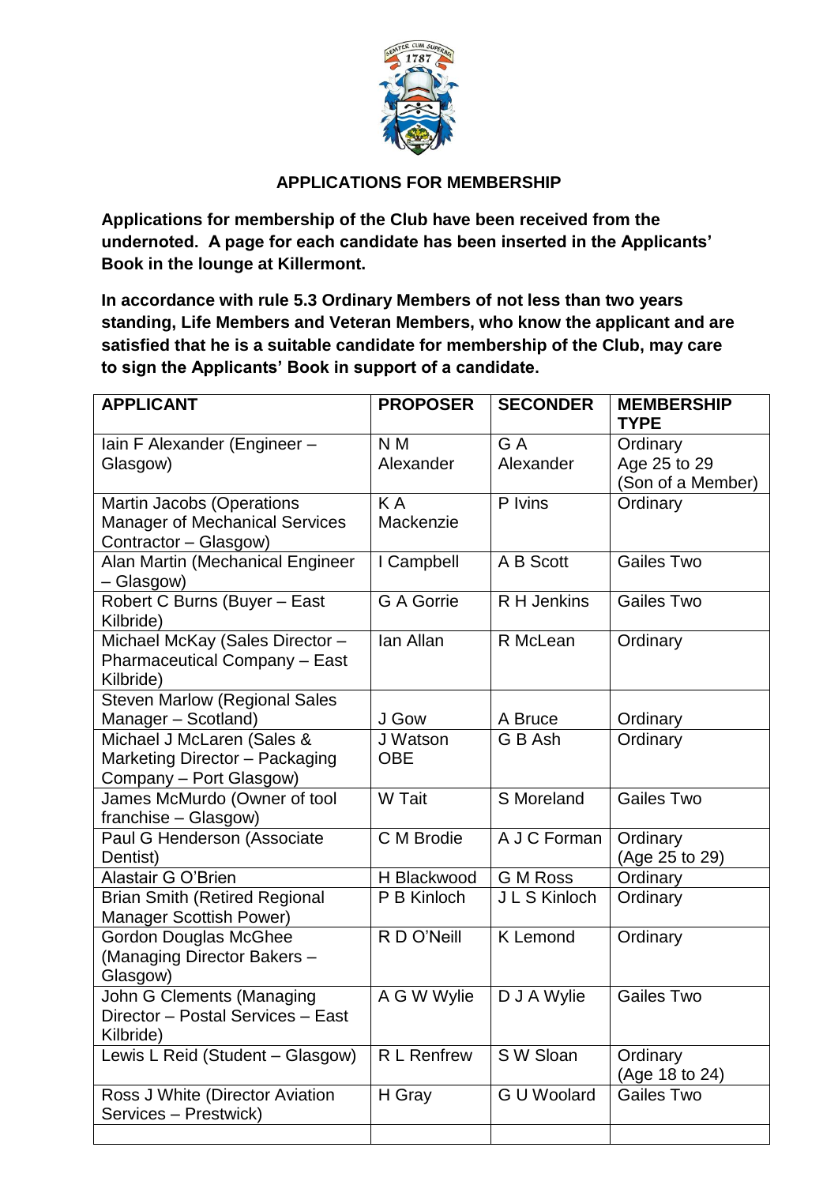## APPLICATIONS FOR MEMBERSHIP

**Applications for membership of the Club have been received from the undernoted. A page for each candidate has been inserted in the Applicants' Book in the lounge at Killermont.**

**In accordance with rule 5.3 Ordinary Members of not less than two years standing, Life Members and Veteran Members, who know the applicant and are satisfied that he is a suitable candidate for membership of the Club, may care to sign the Applicants' Book in support of a candidate.**

| APPLICANT | PROPOSER | SECONDER | MEMBERSHIP TYPE |
|---|---|---|---|
| Iain F Alexander (Engineer – Glasgow) | N M Alexander | G A Alexander | Ordinary Age 25 to 29 (Son of a Member) |
| Martin Jacobs (Operations Manager of Mechanical Services Contractor – Glasgow) | K A Mackenzie | P Ivins | Ordinary |
| Alan Martin (Mechanical Engineer – Glasgow) | I Campbell | A B Scott | Gailes Two |
| Robert C Burns (Buyer – East Kilbride) | G A Gorrie | R H Jenkins | Gailes Two |
| Michael McKay (Sales Director – Pharmaceutical Company – East Kilbride) | Ian Allan | R McLean | Ordinary |
| Steven Marlow (Regional Sales Manager – Scotland) | J Gow | A Bruce | Ordinary |
| Michael J McLaren (Sales & Marketing Director – Packaging Company – Port Glasgow) | J Watson OBE | G B Ash | Ordinary |
| James McMurdo (Owner of tool franchise – Glasgow) | W Tait | S Moreland | Gailes Two |
| Paul G Henderson (Associate Dentist) | C M Brodie | A J C Forman | Ordinary (Age 25 to 29) |
| Alastair G O'Brien | H Blackwood | G M Ross | Ordinary |
| Brian Smith (Retired Regional Manager Scottish Power) | P B Kinloch | J L S Kinloch | Ordinary |
| Gordon Douglas McGhee (Managing Director Bakers – Glasgow) | R D O'Neill | K Lemond | Ordinary |
| John G Clements (Managing Director – Postal Services – East Kilbride) | A G W Wylie | D J A Wylie | Gailes Two |
| Lewis L Reid (Student – Glasgow) | R L Renfrew | S W Sloan | Ordinary (Age 18 to 24) |
| Ross J White (Director Aviation Services – Prestwick) | H Gray | G U Woolard | Gailes Two |
| | | | |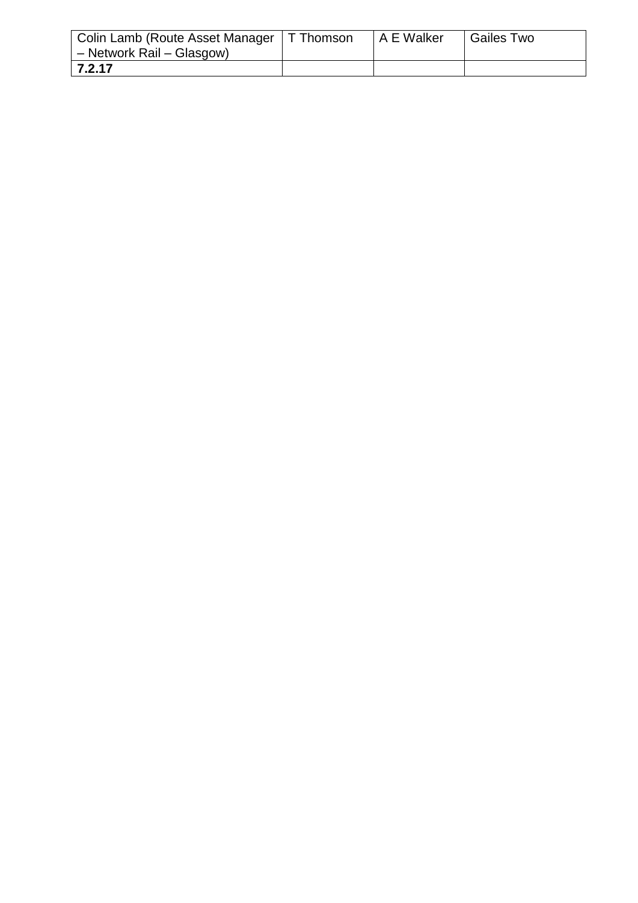| | | | |
|---|---|---|---|
| Colin Lamb (Route Asset Manager – Network Rail – Glasgow) | T Thomson | A E Walker | Gailes Two |
| **7.2.17** | | | |